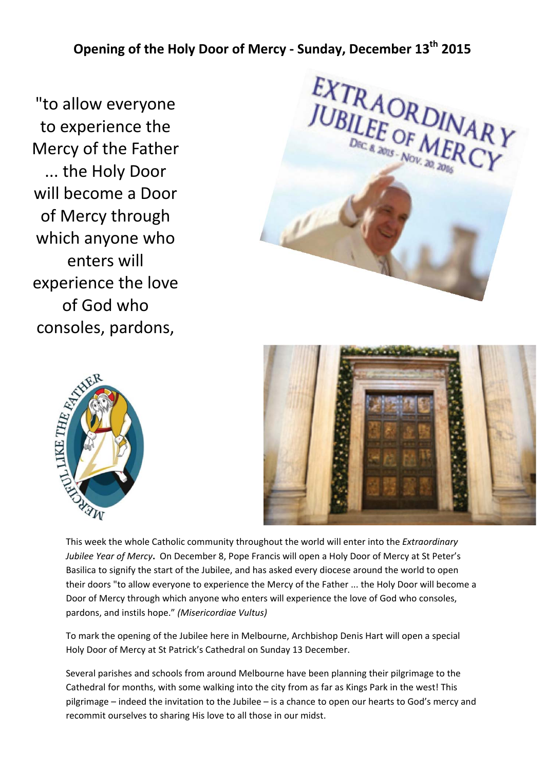## Opening of the Holy Door of Mercy - Sunday, December 13th 2015

"to allow everyone to experience the Mercy of the Father ... the Holy Door will become a Door of Mercy through which anyone who enters will experience the love of God who consoles, pardons,

This week the whole Catholic community throughout the world will enter into the *Extraordinary Jubilee Year of Mercy***.** On December 8, Pope Francis will open a Holy Door of Mercy at St Peter's Basilica to signify the start of the Jubilee, and has asked every diocese around the world to open their doors "to allow everyone to experience the Mercy of the Father ... the Holy Door will become a Door of Mercy through which anyone who enters will experience the love of God who consoles, pardons, and instils hope." *(Misericordiae Vultus)*

To mark the opening of the Jubilee here in Melbourne, Archbishop Denis Hart will open a special Holy Door of Mercy at St Patrick's Cathedral on Sunday 13 December.

Several parishes and schools from around Melbourne have been planning their pilgrimage to the Cathedral for months, with some walking into the city from as far as Kings Park in the west! This pilgrimage – indeed the invitation to the Jubilee – is a chance to open our hearts to God's mercy and recommit ourselves to sharing His love to all those in our midst.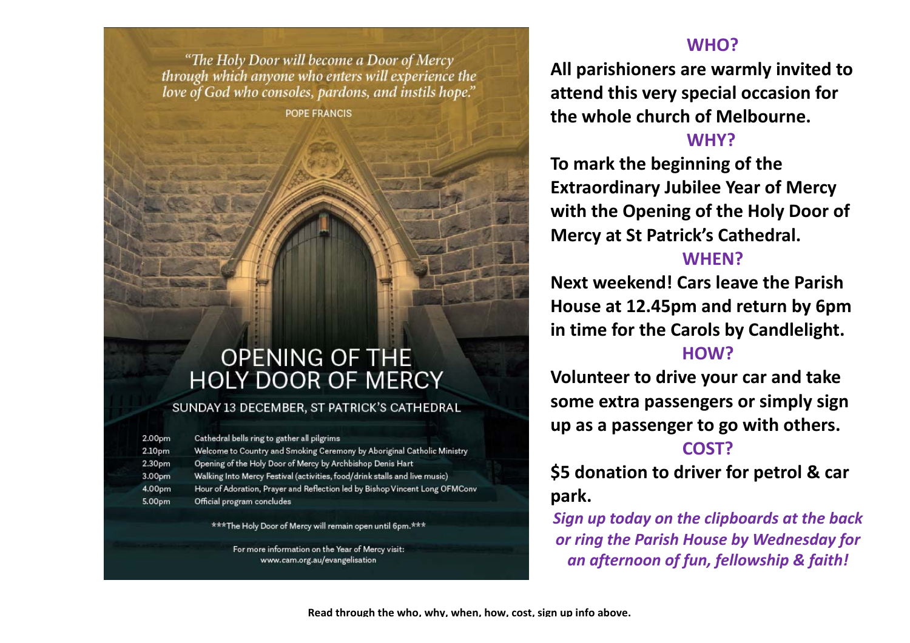*"The Holy Door will become a Door of Mercy through which anyone who enters will experience the love of God who consoles, pardons, and instils hope."*

POPE FRANCIS

# OPENING OF THE HOLY DOOR OF MERCY

## SUNDAY 13 DECEMBER, ST PATRICK'S CATHEDRAL

| | |
|---|---|
| 2.00pm | Cathedral bells ring to gather all pilgrims |
| 2.10pm | Welcome to Country and Smoking Ceremony by Aboriginal Catholic Ministry |
| 2.30pm | Opening of the Holy Door of Mercy by Archbishop Denis Hart |
| 3.00pm | Walking Into Mercy Festival (activities, food/drink stalls and live music) |
| 4.00pm | Hour of Adoration, Prayer and Reflection led by Bishop Vincent Long OFMConv |
| 5.00pm | Official program concludes |

***The Holy Door of Mercy will remain open until 6pm.***

For more information on the Year of Mercy visit: www.cam.org.au/evangelisation

## WHO?

**All parishioners are warmly invited to attend this very special occasion for the whole church of Melbourne.**

## WHY?

**To mark the beginning of the Extraordinary Jubilee Year of Mercy with the Opening of the Holy Door of Mercy at St Patrick's Cathedral.**

## WHEN?

**Next weekend! Cars leave the Parish House at 12.45pm and return by 6pm in time for the Carols by Candlelight.**

## HOW?

**Volunteer to drive your car and take some extra passengers or simply sign up as a passenger to go with others.**

## COST?

**$5 donation to driver for petrol & car park.**

***Sign up today on the clipboards at the back or ring the Parish House by Wednesday for an afternoon of fun, fellowship & faith!***

**Read through the who, why, when, how, cost, sign up info above.**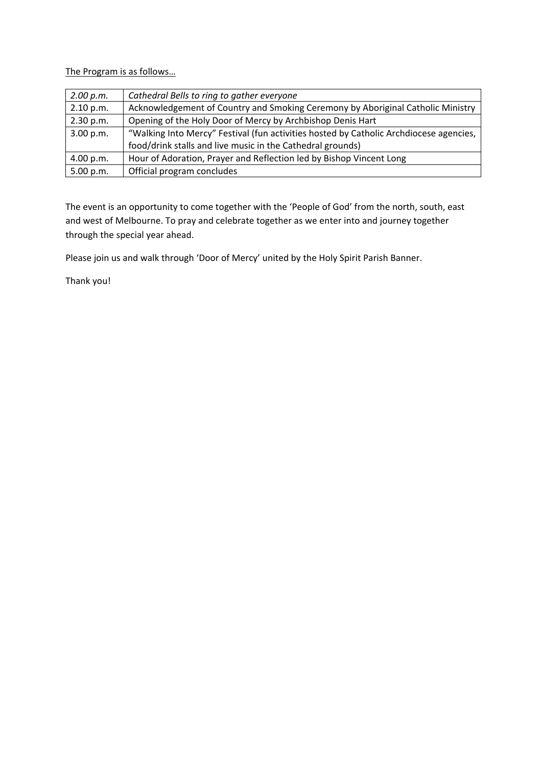<u>The Program is as follows…</u>

| | |
|---|---|
| *2.00 p.m.* | *Cathedral Bells to ring to gather everyone* |
| 2.10 p.m. | Acknowledgement of Country and Smoking Ceremony by Aboriginal Catholic Ministry |
| 2.30 p.m. | Opening of the Holy Door of Mercy by Archbishop Denis Hart |
| 3.00 p.m. | "Walking Into Mercy" Festival (fun activities hosted by Catholic Archdiocese agencies, food/drink stalls and live music in the Cathedral grounds) |
| 4.00 p.m. | Hour of Adoration, Prayer and Reflection led by Bishop Vincent Long |
| 5.00 p.m. | Official program concludes |

The event is an opportunity to come together with the 'People of God' from the north, south, east and west of Melbourne. To pray and celebrate together as we enter into and journey together through the special year ahead.

Please join us and walk through 'Door of Mercy' united by the Holy Spirit Parish Banner.

Thank you!